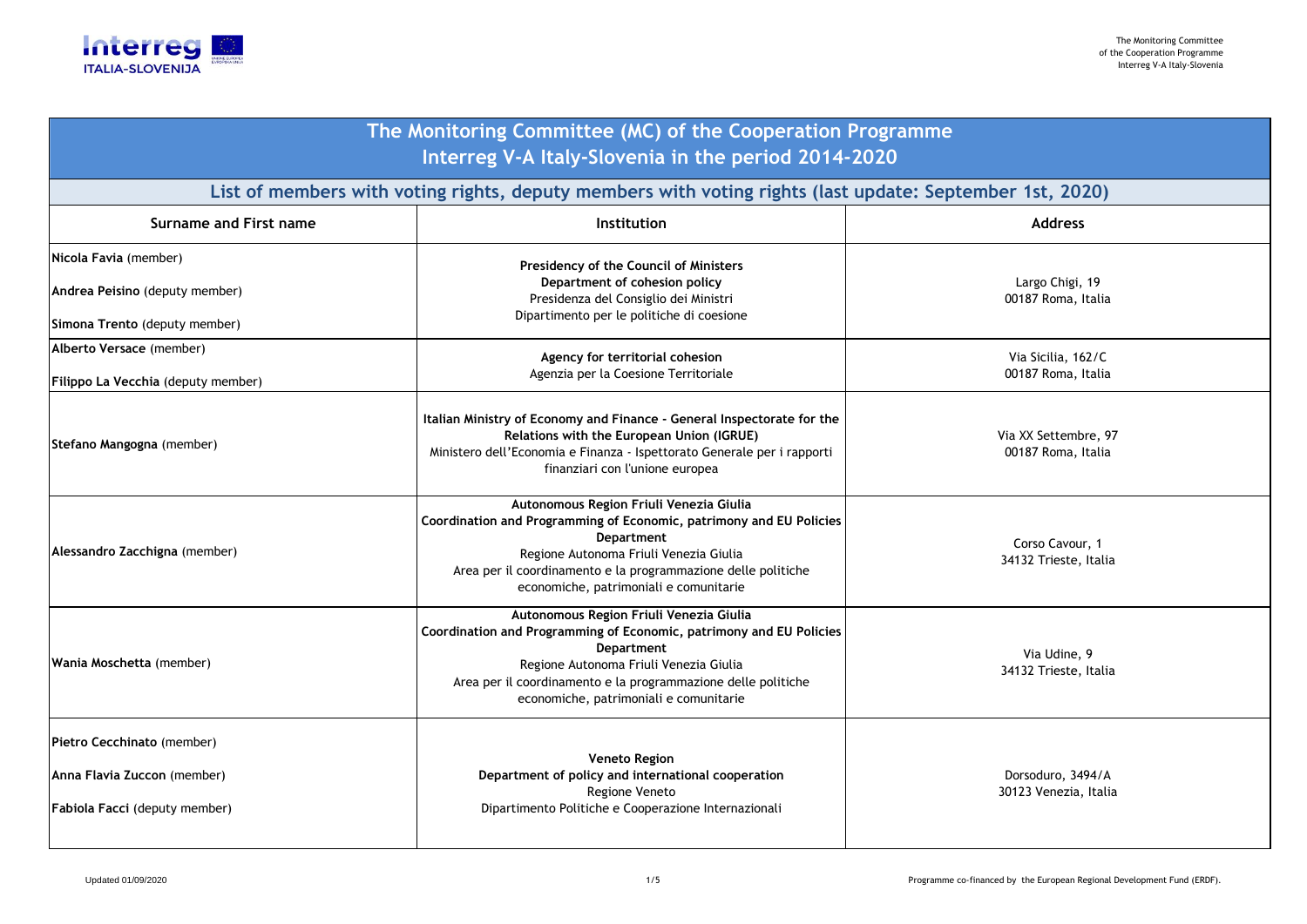# The Monitoring Committee (MC) of the Cooperation Programme Interreg V-A Italy-Slovenia in the period 2014-2020

## List of members with voting rights, deputy members with voting rights (last update: September 1st, 2020)

| Surname and First name | Institution | Address |
|---|---|---|
| **Nicola Favia** (member)<br>**Andrea Peisino** (deputy member)<br>**Simona Trento** (deputy member) | **Presidency of the Council of Ministers**<br>**Department of cohesion policy**<br>Presidenza del Consiglio dei Ministri<br>Dipartimento per le politiche di coesione | Largo Chigi, 19<br>00187 Roma, Italia |
| **Alberto Versace** (member)<br>**Filippo La Vecchia** (deputy member) | **Agency for territorial cohesion**<br>Agenzia per la Coesione Territoriale | Via Sicilia, 162/C<br>00187 Roma, Italia |
| **Stefano Mangogna** (member) | **Italian Ministry of Economy and Finance - General Inspectorate for the Relations with the European Union (IGRUE)**<br>Ministero dell'Economia e Finanza - Ispettorato Generale per i rapporti finanziari con l'unione europea | Via XX Settembre, 97<br>00187 Roma, Italia |
| **Alessandro Zacchigna** (member) | **Autonomous Region Friuli Venezia Giulia**<br>**Coordination and Programming of Economic, patrimony and EU Policies Department**<br>Regione Autonoma Friuli Venezia Giulia<br>Area per il coordinamento e la programmazione delle politiche economiche, patrimoniali e comunitarie | Corso Cavour, 1<br>34132 Trieste, Italia |
| **Wania Moschetta** (member) | **Autonomous Region Friuli Venezia Giulia**<br>**Coordination and Programming of Economic, patrimony and EU Policies Department**<br>Regione Autonoma Friuli Venezia Giulia<br>Area per il coordinamento e la programmazione delle politiche economiche, patrimoniali e comunitarie | Via Udine, 9<br>34132 Trieste, Italia |
| **Pietro Cecchinato** (member)<br>**Anna Flavia Zuccon** (member)<br>**Fabiola Facci** (deputy member) | **Veneto Region**<br>**Department of policy and international cooperation**<br>Regione Veneto<br>Dipartimento Politiche e Cooperazione Internazionali | Dorsoduro, 3494/A<br>30123 Venezia, Italia |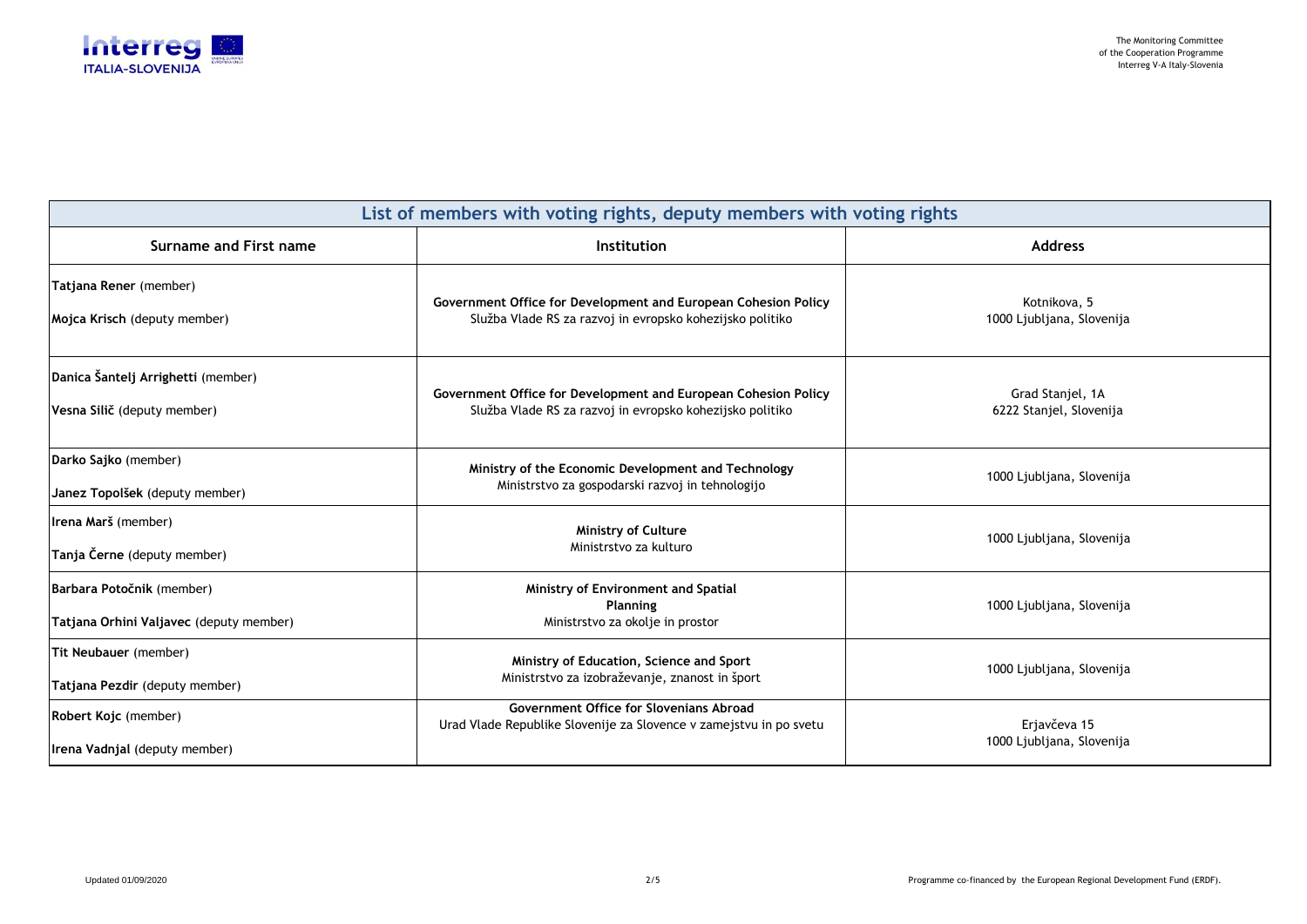| List of members with voting rights, deputy members with voting rights | | |
|---|---|---|
| **Surname and First name** | **Institution** | **Address** |
| **Tatjana Rener** (member)<br>**Mojca Krisch** (deputy member) | **Government Office for Development and European Cohesion Policy**<br>Služba Vlade RS za razvoj in evropsko kohezijsko politiko | Kotnikova, 5<br>1000 Ljubljana, Slovenija |
| **Danica Šantelj Arrighetti** (member)<br>**Vesna Silič** (deputy member) | **Government Office for Development and European Cohesion Policy**<br>Služba Vlade RS za razvoj in evropsko kohezijsko politiko | Grad Stanjel, 1A<br>6222 Stanjel, Slovenija |
| **Darko Sajko** (member)<br>**Janez Topolšek** (deputy member) | **Ministry of the Economic Development and Technology**<br>Ministrstvo za gospodarski razvoj in tehnologijo | 1000 Ljubljana, Slovenija |
| **Irena Marš** (member)<br>**Tanja Černe** (deputy member) | **Ministry of Culture**<br>Ministrstvo za kulturo | 1000 Ljubljana, Slovenija |
| **Barbara Potočnik** (member)<br>**Tatjana Orhini Valjavec** (deputy member) | **Ministry of Environment and Spatial Planning**<br>Ministrstvo za okolje in prostor | 1000 Ljubljana, Slovenija |
| **Tit Neubauer** (member)<br>**Tatjana Pezdir** (deputy member) | **Ministry of Education, Science and Sport**<br>Ministrstvo za izobraževanje, znanost in šport | 1000 Ljubljana, Slovenija |
| **Robert Kojc** (member)<br>**Irena Vadnjal** (deputy member) | **Government Office for Slovenians Abroad**<br>Urad Vlade Republike Slovenije za Slovence v zamejstvu in po svetu | Erjavčeva 15<br>1000 Ljubljana, Slovenija |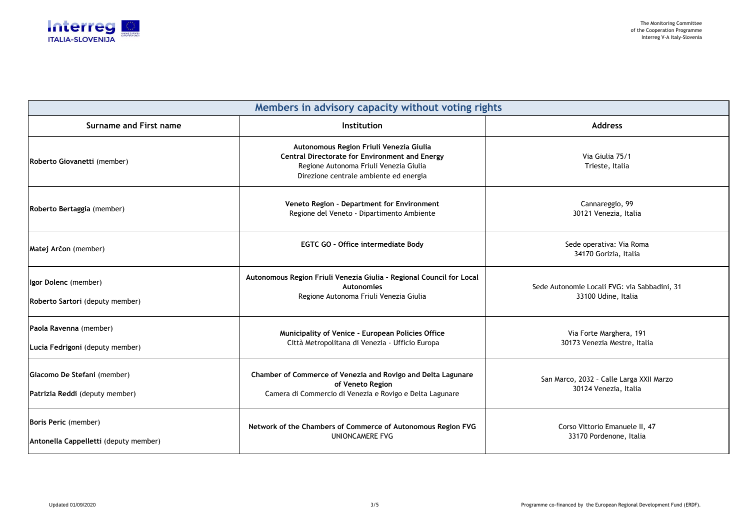| Members in advisory capacity without voting rights | | |
|---|---|---|
| **Surname and First name** | **Institution** | **Address** |
| **Roberto Giovanetti** (member) | **Autonomous Region Friuli Venezia Giulia**<br>**Central Directorate for Environment and Energy**<br>Regione Autonoma Friuli Venezia Giulia<br>Direzione centrale ambiente ed energia | Via Giulia 75/1<br>Trieste, Italia |
| **Roberto Bertaggia** (member) | **Veneto Region - Department for Environment**<br>Regione del Veneto - Dipartimento Ambiente | Cannareggio, 99<br>30121 Venezia, Italia |
| **Matej Arčon** (member) | **EGTC GO - Office intermediate Body** | Sede operativa: Via Roma<br>34170 Gorizia, Italia |
| **Igor Dolenc** (member)<br>**Roberto Sartori** (deputy member) | **Autonomous Region Friuli Venezia Giulia - Regional Council for Local Autonomies**<br>Regione Autonoma Friuli Venezia Giulia | Sede Autonomie Locali FVG: via Sabbadini, 31<br>33100 Udine, Italia |
| **Paola Ravenna** (member)<br>**Lucia Fedrigoni** (deputy member) | **Municipality of Venice - European Policies Office**<br>Città Metropolitana di Venezia - Ufficio Europa | Via Forte Marghera, 191<br>30173 Venezia Mestre, Italia |
| **Giacomo De Stefani** (member)<br>**Patrizia Reddi** (deputy member) | **Chamber of Commerce of Venezia and Rovigo and Delta Lagunare of Veneto Region**<br>Camera di Commercio di Venezia e Rovigo e Delta Lagunare | San Marco, 2032 – Calle Larga XXII Marzo<br>30124 Venezia, Italia |
| **Boris Peric** (member)<br>**Antonella Cappelletti** (deputy member) | **Network of the Chambers of Commerce of Autonomous Region FVG**<br>UNIONCAMERE FVG | Corso Vittorio Emanuele II, 47<br>33170 Pordenone, Italia |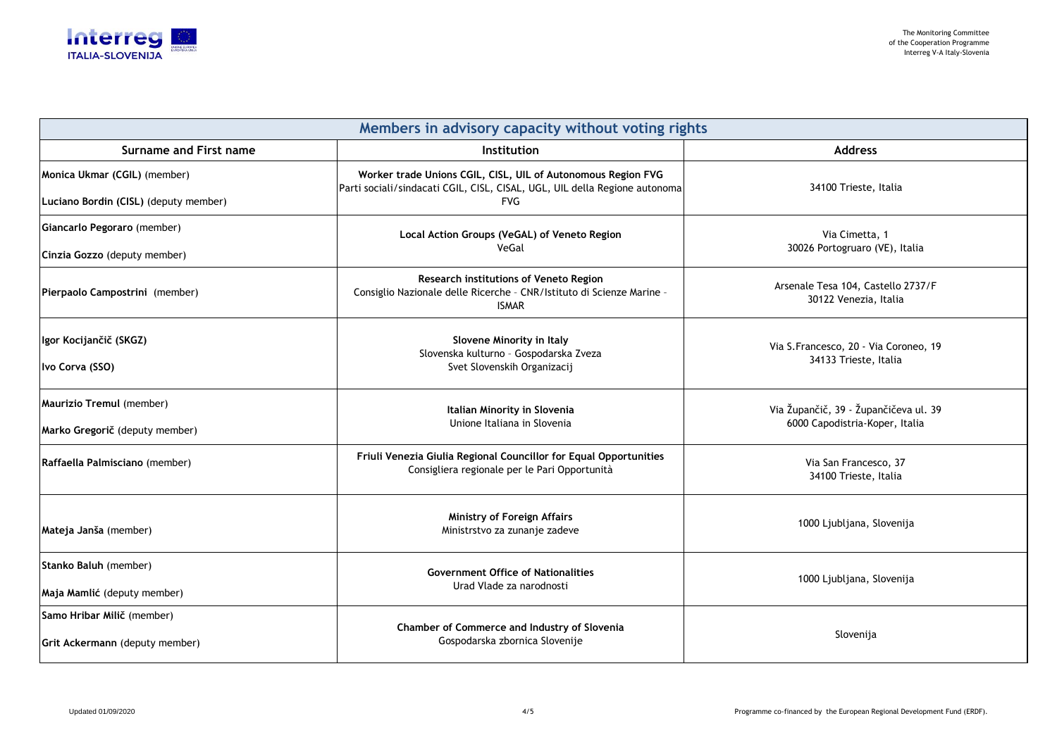| Members in advisory capacity without voting rights | | |
|---|---|---|
| **Surname and First name** | **Institution** | **Address** |
| **Monica Ukmar (CGIL)** (member)<br>**Luciano Bordin (CISL)** (deputy member) | **Worker trade Unions CGIL, CISL, UIL of Autonomous Region FVG**<br>Parti sociali/sindacati CGIL, CISL, CISAL, UGL, UIL della Regione autonoma FVG | 34100 Trieste, Italia |
| **Giancarlo Pegoraro** (member)<br>**Cinzia Gozzo** (deputy member) | **Local Action Groups (VeGAL) of Veneto Region**<br>VeGal | Via Cimetta, 1<br>30026 Portogruaro (VE), Italia |
| **Pierpaolo Campostrini** (member) | **Research institutions of Veneto Region**<br>Consiglio Nazionale delle Ricerche - CNR/Istituto di Scienze Marine - ISMAR | Arsenale Tesa 104, Castello 2737/F<br>30122 Venezia, Italia |
| **Igor Kocijančič (SKGZ)**<br>**Ivo Corva (SSO)** | **Slovene Minority in Italy**<br>Slovenska kulturno - Gospodarska Zveza<br>Svet Slovenskih Organizacij | Via S.Francesco, 20 - Via Coroneo, 19<br>34133 Trieste, Italia |
| **Maurizio Tremul** (member)<br>**Marko Gregorič** (deputy member) | **Italian Minority in Slovenia**<br>Unione Italiana in Slovenia | Via Župančič, 39 - Župančičeva ul. 39<br>6000 Capodistria-Koper, Italia |
| **Raffaella Palmisciano** (member) | **Friuli Venezia Giulia Regional Councillor for Equal Opportunities**<br>Consigliera regionale per le Pari Opportunità | Via San Francesco, 37<br>34100 Trieste, Italia |
| **Mateja Janša** (member) | **Ministry of Foreign Affairs**<br>Ministrstvo za zunanje zadeve | 1000 Ljubljana, Slovenija |
| **Stanko Baluh** (member)<br>**Maja Mamlić** (deputy member) | **Government Office of Nationalities**<br>Urad Vlade za narodnosti | 1000 Ljubljana, Slovenija |
| **Samo Hribar Milič** (member)<br>**Grit Ackermann** (deputy member) | **Chamber of Commerce and Industry of Slovenia**<br>Gospodarska zbornica Slovenije | Slovenija |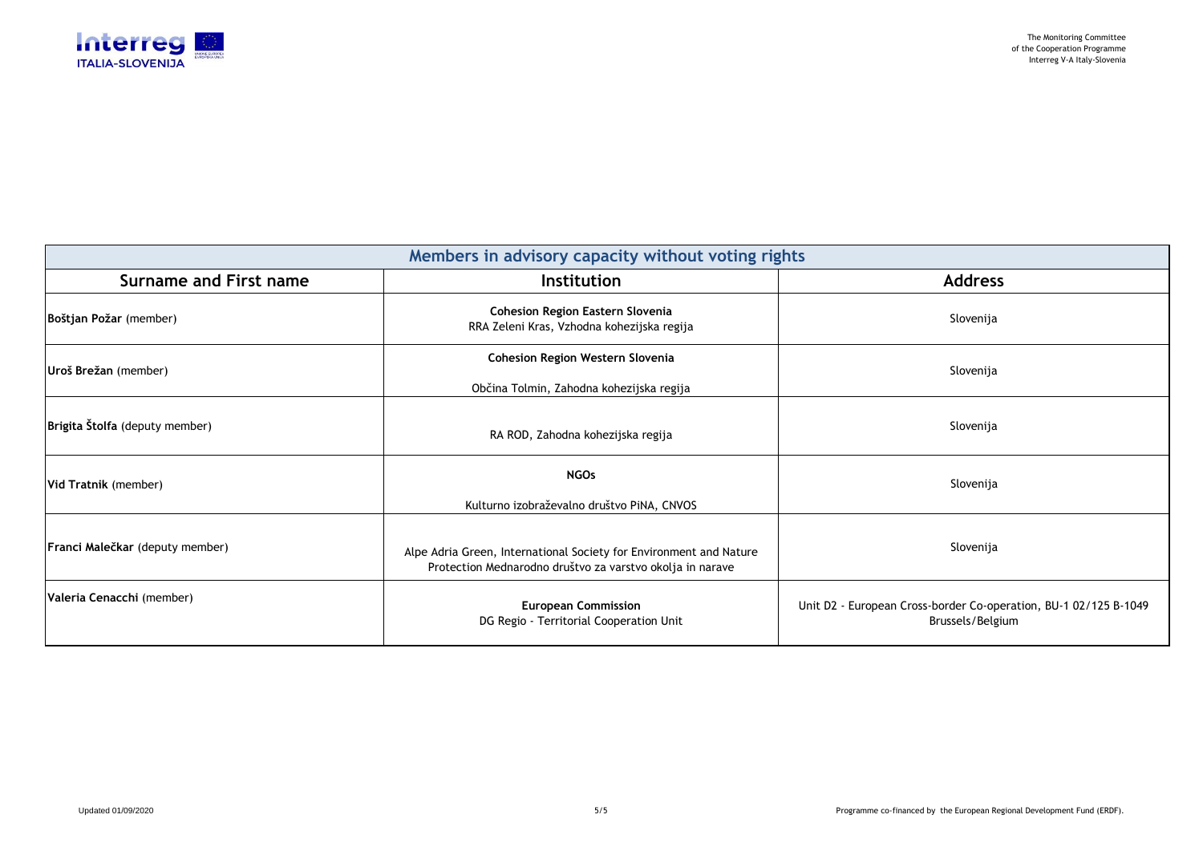| Members in advisory capacity without voting rights | | |
|---|---|---|
| **Surname and First name** | **Institution** | **Address** |
| **Boštjan Požar** (member) | **Cohesion Region Eastern Slovenia**<br>RRA Zeleni Kras, Vzhodna kohezijska regija | Slovenija |
| **Uroš Brežan** (member) | **Cohesion Region Western Slovenia**<br>Občina Tolmin, Zahodna kohezijska regija | Slovenija |
| **Brigita Štolfa** (deputy member) | RA ROD, Zahodna kohezijska regija | Slovenija |
| **Vid Tratnik** (member) | **NGOs**<br>Kulturno izobraževalno društvo PiNA, CNVOS | Slovenija |
| **Franci Malečkar** (deputy member) | Alpe Adria Green, International Society for Environment and Nature Protection Mednarodno društvo za varstvo okolja in narave | Slovenija |
| **Valeria Cenacchi** (member) | **European Commission**<br>DG Regio - Territorial Cooperation Unit | Unit D2 - European Cross-border Co-operation, BU-1 02/125 B-1049 Brussels/Belgium |